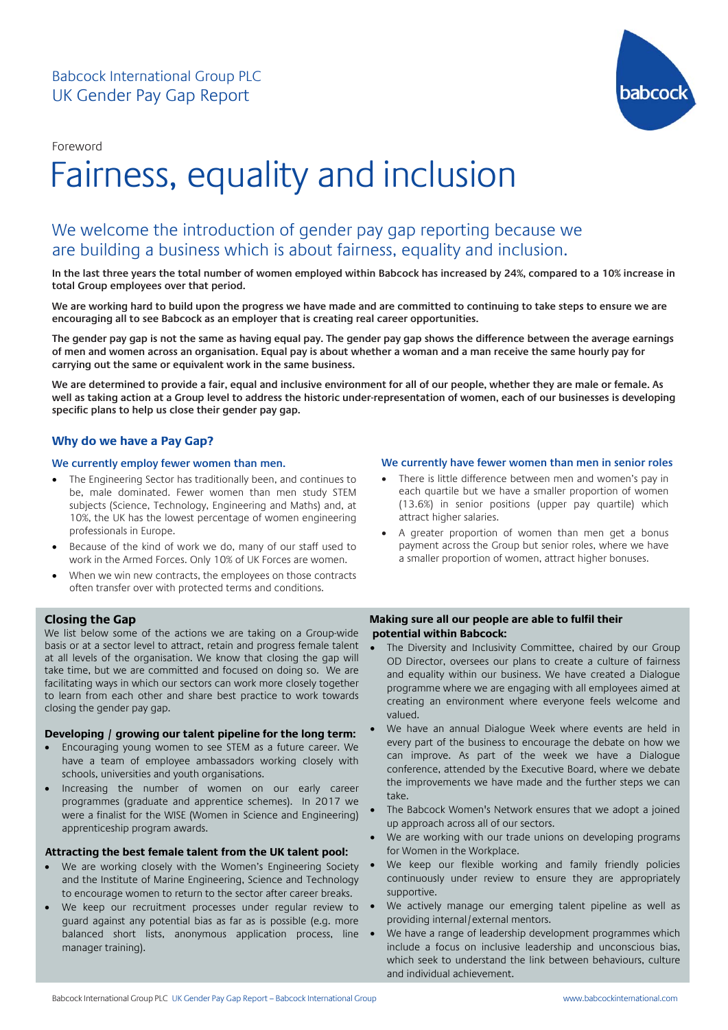Babcock International Group PLC
UK Gender Pay Gap Report

Foreword

# Fairness, equality and inclusion

## We welcome the introduction of gender pay gap reporting because we are building a business which is about fairness, equality and inclusion.

**In the last three years the total number of women employed within Babcock has increased by 24%, compared to a 10% increase in total Group employees over that period.**

**We are working hard to build upon the progress we have made and are committed to continuing to take steps to ensure we are encouraging all to see Babcock as an employer that is creating real career opportunities.**

**The gender pay gap is not the same as having equal pay. The gender pay gap shows the difference between the average earnings of men and women across an organisation. Equal pay is about whether a woman and a man receive the same hourly pay for carrying out the same or equivalent work in the same business.**

**We are determined to provide a fair, equal and inclusive environment for all of our people, whether they are male or female. As well as taking action at a Group level to address the historic under-representation of women, each of our businesses is developing specific plans to help us close their gender pay gap.**

### Why do we have a Pay Gap?

#### We currently employ fewer women than men.

- The Engineering Sector has traditionally been, and continues to be, male dominated. Fewer women than men study STEM subjects (Science, Technology, Engineering and Maths) and, at 10%, the UK has the lowest percentage of women engineering professionals in Europe.
- Because of the kind of work we do, many of our staff used to work in the Armed Forces. Only 10% of UK Forces are women.
- When we win new contracts, the employees on those contracts often transfer over with protected terms and conditions.

#### We currently have fewer women than men in senior roles

- There is little difference between men and women's pay in each quartile but we have a smaller proportion of women (13.6%) in senior positions (upper pay quartile) which attract higher salaries.
- A greater proportion of women than men get a bonus payment across the Group but senior roles, where we have a smaller proportion of women, attract higher bonuses.

### Closing the Gap

We list below some of the actions we are taking on a Group-wide basis or at a sector level to attract, retain and progress female talent at all levels of the organisation. We know that closing the gap will take time, but we are committed and focused on doing so. We are facilitating ways in which our sectors can work more closely together to learn from each other and share best practice to work towards closing the gender pay gap.

#### Developing / growing our talent pipeline for the long term:

- Encouraging young women to see STEM as a future career. We have a team of employee ambassadors working closely with schools, universities and youth organisations.
- Increasing the number of women on our early career programmes (graduate and apprentice schemes). In 2017 we were a finalist for the WISE (Women in Science and Engineering) apprenticeship program awards.

#### Attracting the best female talent from the UK talent pool:

- We are working closely with the Women's Engineering Society and the Institute of Marine Engineering, Science and Technology to encourage women to return to the sector after career breaks.
- We keep our recruitment processes under regular review to guard against any potential bias as far as is possible (e.g. more balanced short lists, anonymous application process, line manager training).

#### Making sure all our people are able to fulfil their potential within Babcock:

- The Diversity and Inclusivity Committee, chaired by our Group OD Director, oversees our plans to create a culture of fairness and equality within our business. We have created a Dialogue programme where we are engaging with all employees aimed at creating an environment where everyone feels welcome and valued.
- We have an annual Dialogue Week where events are held in every part of the business to encourage the debate on how we can improve. As part of the week we have a Dialogue conference, attended by the Executive Board, where we debate the improvements we have made and the further steps we can take.
- The Babcock Women's Network ensures that we adopt a joined up approach across all of our sectors.
- We are working with our trade unions on developing programs for Women in the Workplace.
- We keep our flexible working and family friendly policies continuously under review to ensure they are appropriately supportive.
- We actively manage our emerging talent pipeline as well as providing internal/external mentors.
- We have a range of leadership development programmes which include a focus on inclusive leadership and unconscious bias, which seek to understand the link between behaviours, culture and individual achievement.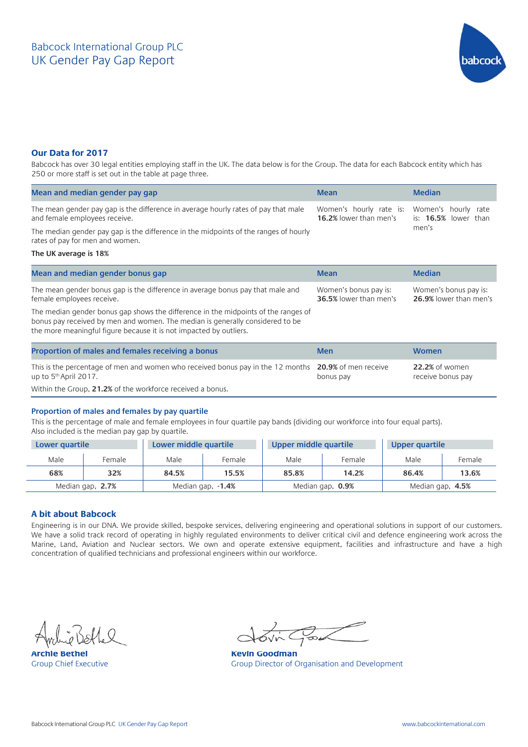Babcock International Group PLC

UK Gender Pay Gap Report

## Our Data for 2017

Babcock has over 30 legal entities employing staff in the UK. The data below is for the Group. The data for each Babcock entity which has 250 or more staff is set out in the table at page three.

| Mean and median gender pay gap | Mean | Median |
|---|---|---|
| The mean gender pay gap is the difference in average hourly rates of pay that male and female employees receive.<br>The median gender pay gap is the difference in the midpoints of the ranges of hourly rates of pay for men and women.<br>**The UK average is 18%** | Women's hourly rate is: **16.2%** lower than men's | Women's hourly rate is: **16.5%** lower than men's |

| Mean and median gender bonus gap | Mean | Median |
|---|---|---|
| The mean gender bonus gap is the difference in average bonus pay that male and female employees receive.<br>The median gender bonus gap shows the difference in the midpoints of the ranges of bonus pay received by men and women. The median is generally considered to be the more meaningful figure because it is not impacted by outliers. | Women's bonus pay is: **36.5%** lower than men's | Women's bonus pay is: **26.9%** lower than men's |

| Proportion of males and females receiving a bonus | Men | Women |
|---|---|---|
| This is the percentage of men and women who received bonus pay in the 12 months up to 5th April 2017.<br>Within the Group, **21.2%** of the workforce received a bonus. | **20.9%** of men receive bonus pay | **22.2%** of women receive bonus pay |

### Proportion of males and females by pay quartile

This is the percentage of male and female employees in four quartile pay bands (dividing our workforce into four equal parts). Also included is the median pay gap by quartile.

| Lower quartile | | Lower middle quartile | | Upper middle quartile | | Upper quartile | |
|---|---|---|---|---|---|---|---|
| Male | Female | Male | Female | Male | Female | Male | Female |
| **68%** | **32%** | **84.5%** | **15.5%** | **85.8%** | **14.2%** | **86.4%** | **13.6%** |
| Median gap, **2.7%** | | Median gap, **-1.4%** | | Median gap, **0.9%** | | Median gap, **4.5%** | |

### A bit about Babcock

Engineering is in our DNA. We provide skilled, bespoke services, delivering engineering and operational solutions in support of our customers. We have a solid track record of operating in highly regulated environments to deliver critical civil and defence engineering work across the Marine, Land, Aviation and Nuclear sectors. We own and operate extensive equipment, facilities and infrastructure and have a high concentration of qualified technicians and professional engineers within our workforce.

**Archie Bethel**
Group Chief Executive

**Kevin Goodman**
Group Director of Organisation and Development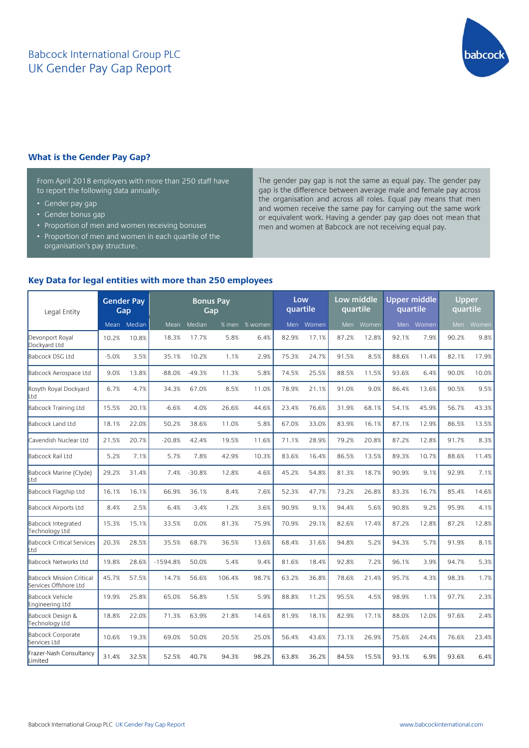Babcock International Group PLC
# UK Gender Pay Gap Report

## What is the Gender Pay Gap?

From April 2018 employers with more than 250 staff have to report the following data annually:

- Gender pay gap
- Gender bonus gap
- Proportion of men and women receiving bonuses
- Proportion of men and women in each quartile of the organisation's pay structure.

The gender pay gap is not the same as equal pay. The gender pay gap is the difference between average male and female pay across the organisation and across all roles. Equal pay means that men and women receive the same pay for carrying out the same work or equivalent work. Having a gender pay gap does not mean that men and women at Babcock are not receiving equal pay.

## Key Data for legal entities with more than 250 employees

| Legal Entity | Gender Pay Gap | | Bonus Pay Gap | | | | Low quartile | | Low middle quartile | | Upper middle quartile | | Upper quartile | |
|---|---|---|---|---|---|---|---|---|---|---|---|---|---|---|
| | Mean | Median | Mean | Median | % men | % women | Men | Women | Men | Women | Men | Women | Men | Women |
| Devonport Royal Dockyard Ltd | 10.2% | 10.8% | 18.3% | 17.7% | 5.8% | 6.4% | 82.9% | 17.1% | 87.2% | 12.8% | 92.1% | 7.9% | 90.2% | 9.8% |
| Babcock DSG Ltd | -5.0% | 3.5% | 35.1% | 10.2% | 1.1% | 2.9% | 75.3% | 24.7% | 91.5% | 8.5% | 88.6% | 11.4% | 82.1% | 17.9% |
| Babcock Aerospace Ltd | 9.0% | 13.8% | -88.0% | -49.3% | 11.3% | 5.8% | 74.5% | 25.5% | 88.5% | 11.5% | 93.6% | 6.4% | 90.0% | 10.0% |
| Rosyth Royal Dockyard Ltd | 6.7% | 4.7% | 34.3% | 67.0% | 8.5% | 11.0% | 78.9% | 21.1% | 91.0% | 9.0% | 86.4% | 13.6% | 90.5% | 9.5% |
| Babcock Training Ltd | 15.5% | 20.1% | -6.6% | 4.0% | 26.6% | 44.6% | 23.4% | 76.6% | 31.9% | 68.1% | 54.1% | 45.9% | 56.7% | 43.3% |
| Babcock Land Ltd | 18.1% | 22.0% | 50.2% | 38.6% | 11.0% | 5.8% | 67.0% | 33.0% | 83.9% | 16.1% | 87.1% | 12.9% | 86.5% | 13.5% |
| Cavendish Nuclear Ltd | 21.5% | 20.7% | -20.8% | 42.4% | 19.5% | 11.6% | 71.1% | 28.9% | 79.2% | 20.8% | 87.2% | 12.8% | 91.7% | 8.3% |
| Babcock Rail Ltd | 5.2% | 7.1% | 5.7% | 7.8% | 42.9% | 10.3% | 83.6% | 16.4% | 86.5% | 13.5% | 89.3% | 10.7% | 88.6% | 11.4% |
| Babcock Marine (Clyde) Ltd | 29.2% | 31.4% | 7.4% | -30.8% | 12.8% | 4.6% | 45.2% | 54.8% | 81.3% | 18.7% | 90.9% | 9.1% | 92.9% | 7.1% |
| Babcock Flagship Ltd | 16.1% | 16.1% | 66.9% | 36.1% | 8.4% | 7.6% | 52.3% | 47.7% | 73.2% | 26.8% | 83.3% | 16.7% | 85.4% | 14.6% |
| Babcock Airports Ltd | 8.4% | 2.5% | 6.4% | -3.4% | 1.2% | 3.6% | 90.9% | 9.1% | 94.4% | 5.6% | 90.8% | 9.2% | 95.9% | 4.1% |
| Babcock Integrated Technology Ltd | 15.3% | 15.1% | 33.5% | 0.0% | 81.3% | 75.9% | 70.9% | 29.1% | 82.6% | 17.4% | 87.2% | 12.8% | 87.2% | 12.8% |
| Babcock Critical Services Ltd | 20.3% | 28.5% | 35.5% | 68.7% | 36.5% | 13.6% | 68.4% | 31.6% | 94.8% | 5.2% | 94.3% | 5.7% | 91.9% | 8.1% |
| Babcock Networks Ltd | 19.8% | 28.6% | -1594.8% | 50.0% | 5.4% | 9.4% | 81.6% | 18.4% | 92.8% | 7.2% | 96.1% | 3.9% | 94.7% | 5.3% |
| Babcock Mission Critical Services Offshore Ltd | 45.7% | 57.5% | 14.7% | 56.6% | 106.4% | 98.7% | 63.2% | 36.8% | 78.6% | 21.4% | 95.7% | 4.3% | 98.3% | 1.7% |
| Babcock Vehicle Engineering Ltd | 19.9% | 25.8% | 65.0% | 56.8% | 1.5% | 5.9% | 88.8% | 11.2% | 95.5% | 4.5% | 98.9% | 1.1% | 97.7% | 2.3% |
| Babcock Design & Technology Ltd | 18.8% | 22.0% | 71.3% | 63.9% | 21.8% | 14.6% | 81.9% | 18.1% | 82.9% | 17.1% | 88.0% | 12.0% | 97.6% | 2.4% |
| Babcock Corporate Services Ltd | 10.6% | 19.3% | 69.0% | 50.0% | 20.5% | 25.0% | 56.4% | 43.6% | 73.1% | 26.9% | 75.6% | 24.4% | 76.6% | 23.4% |
| Frazer-Nash Consultancy Limited | 31.4% | 32.5% | 52.5% | 40.7% | 94.3% | 98.2% | 63.8% | 36.2% | 84.5% | 15.5% | 93.1% | 6.9% | 93.6% | 6.4% |